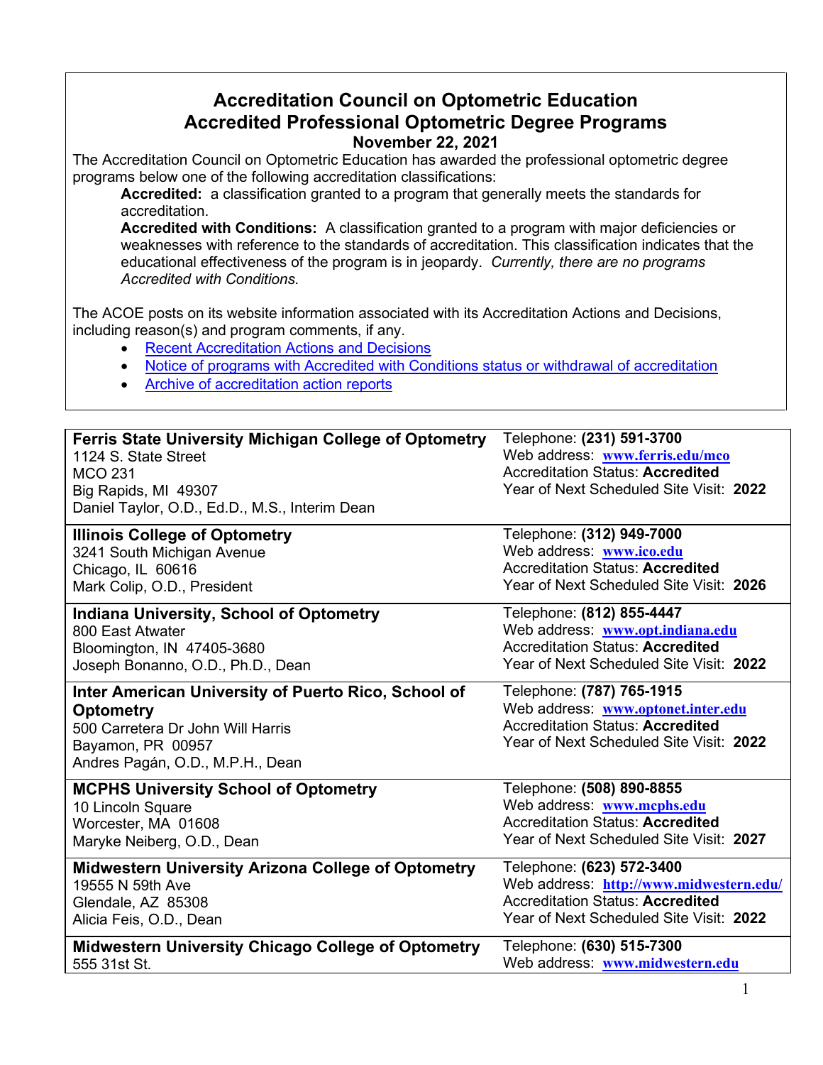# Accreditation Council on Optometric Education
## Accredited Professional Optometric Degree Programs
### November 22, 2021

The Accreditation Council on Optometric Education has awarded the professional optometric degree programs below one of the following accreditation classifications:

> **Accredited:** a classification granted to a program that generally meets the standards for accreditation.
>
> **Accredited with Conditions:** A classification granted to a program with major deficiencies or weaknesses with reference to the standards of accreditation. This classification indicates that the educational effectiveness of the program is in jeopardy. *Currently, there are no programs Accredited with Conditions.*

The ACOE posts on its website information associated with its Accreditation Actions and Decisions, including reason(s) and program comments, if any.

- Recent Accreditation Actions and Decisions
- Notice of programs with Accredited with Conditions status or withdrawal of accreditation
- Archive of accreditation action reports

| Program | Contact Information |
|---|---|
| **Ferris State University Michigan College of Optometry**<br>1124 S. State Street<br>MCO 231<br>Big Rapids, MI 49307<br>Daniel Taylor, O.D., Ed.D., M.S., Interim Dean | Telephone: **(231) 591-3700**<br>Web address: **www.ferris.edu/mco**<br>Accreditation Status: **Accredited**<br>Year of Next Scheduled Site Visit: **2022** |
| **Illinois College of Optometry**<br>3241 South Michigan Avenue<br>Chicago, IL 60616<br>Mark Colip, O.D., President | Telephone: **(312) 949-7000**<br>Web address: **www.ico.edu**<br>Accreditation Status: **Accredited**<br>Year of Next Scheduled Site Visit: **2026** |
| **Indiana University, School of Optometry**<br>800 East Atwater<br>Bloomington, IN 47405-3680<br>Joseph Bonanno, O.D., Ph.D., Dean | Telephone: **(812) 855-4447**<br>Web address: **www.opt.indiana.edu**<br>Accreditation Status: **Accredited**<br>Year of Next Scheduled Site Visit: **2022** |
| **Inter American University of Puerto Rico, School of Optometry**<br>500 Carretera Dr John Will Harris<br>Bayamon, PR 00957<br>Andres Pagán, O.D., M.P.H., Dean | Telephone: **(787) 765-1915**<br>Web address: **www.optonet.inter.edu**<br>Accreditation Status: **Accredited**<br>Year of Next Scheduled Site Visit: **2022** |
| **MCPHS University School of Optometry**<br>10 Lincoln Square<br>Worcester, MA 01608<br>Maryke Neiberg, O.D., Dean | Telephone: **(508) 890-8855**<br>Web address: **www.mcphs.edu**<br>Accreditation Status: **Accredited**<br>Year of Next Scheduled Site Visit: **2027** |
| **Midwestern University Arizona College of Optometry**<br>19555 N 59th Ave<br>Glendale, AZ 85308<br>Alicia Feis, O.D., Dean | Telephone: **(623) 572-3400**<br>Web address: **http://www.midwestern.edu/**<br>Accreditation Status: **Accredited**<br>Year of Next Scheduled Site Visit: **2022** |
| **Midwestern University Chicago College of Optometry**<br>555 31st St. | Telephone: **(630) 515-7300**<br>Web address: **www.midwestern.edu** |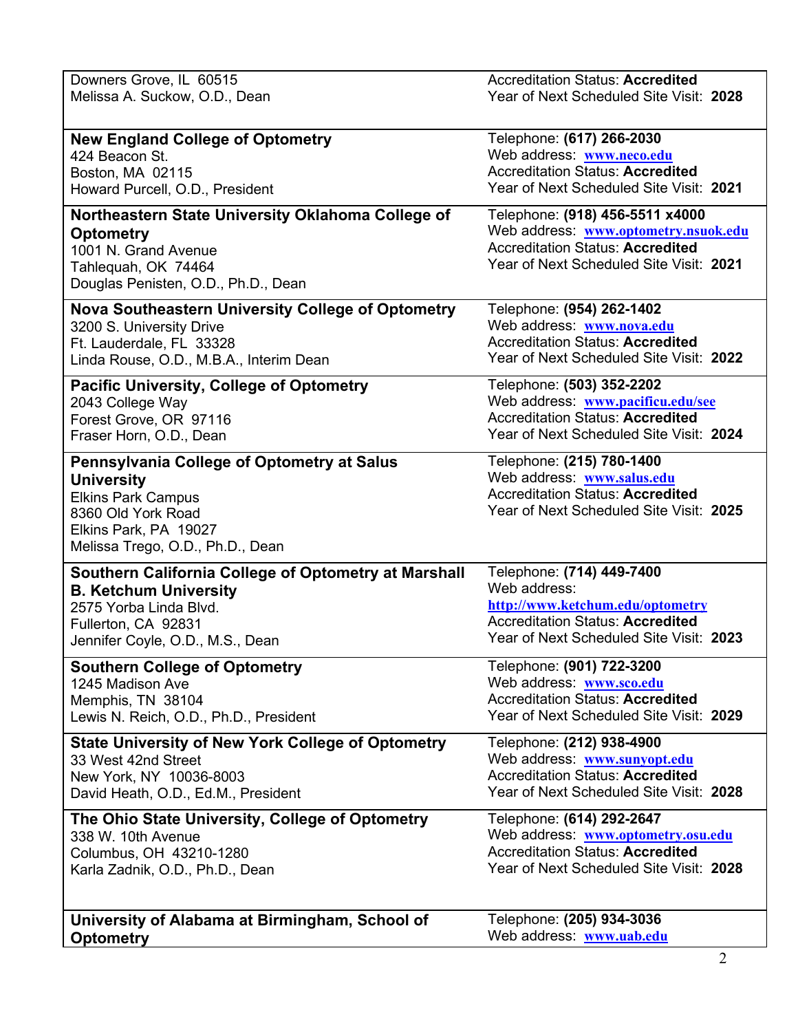| | |
|---|---|
| Downers Grove, IL 60515<br>Melissa A. Suckow, O.D., Dean | Accreditation Status: **Accredited**<br>Year of Next Scheduled Site Visit: **2028** |
| **New England College of Optometry**<br>424 Beacon St.<br>Boston, MA 02115<br>Howard Purcell, O.D., President | Telephone: **(617) 266-2030**<br>Web address: **www.neco.edu**<br>Accreditation Status: **Accredited**<br>Year of Next Scheduled Site Visit: **2021** |
| **Northeastern State University Oklahoma College of Optometry**<br>1001 N. Grand Avenue<br>Tahlequah, OK 74464<br>Douglas Penisten, O.D., Ph.D., Dean | Telephone: **(918) 456-5511 x4000**<br>Web address: **www.optometry.nsuok.edu**<br>Accreditation Status: **Accredited**<br>Year of Next Scheduled Site Visit: **2021** |
| **Nova Southeastern University College of Optometry**<br>3200 S. University Drive<br>Ft. Lauderdale, FL 33328<br>Linda Rouse, O.D., M.B.A., Interim Dean | Telephone: **(954) 262-1402**<br>Web address: **www.nova.edu**<br>Accreditation Status: **Accredited**<br>Year of Next Scheduled Site Visit: **2022** |
| **Pacific University, College of Optometry**<br>2043 College Way<br>Forest Grove, OR 97116<br>Fraser Horn, O.D., Dean | Telephone: **(503) 352-2202**<br>Web address: **www.pacificu.edu/see**<br>Accreditation Status: **Accredited**<br>Year of Next Scheduled Site Visit: **2024** |
| **Pennsylvania College of Optometry at Salus University**<br>Elkins Park Campus<br>8360 Old York Road<br>Elkins Park, PA 19027<br>Melissa Trego, O.D., Ph.D., Dean | Telephone: **(215) 780-1400**<br>Web address: **www.salus.edu**<br>Accreditation Status: **Accredited**<br>Year of Next Scheduled Site Visit: **2025** |
| **Southern California College of Optometry at Marshall B. Ketchum University**<br>2575 Yorba Linda Blvd.<br>Fullerton, CA 92831<br>Jennifer Coyle, O.D., M.S., Dean | Telephone: **(714) 449-7400**<br>Web address: **http://www.ketchum.edu/optometry**<br>Accreditation Status: **Accredited**<br>Year of Next Scheduled Site Visit: **2023** |
| **Southern College of Optometry**<br>1245 Madison Ave<br>Memphis, TN 38104<br>Lewis N. Reich, O.D., Ph.D., President | Telephone: **(901) 722-3200**<br>Web address: **www.sco.edu**<br>Accreditation Status: **Accredited**<br>Year of Next Scheduled Site Visit: **2029** |
| **State University of New York College of Optometry**<br>33 West 42nd Street<br>New York, NY 10036-8003<br>David Heath, O.D., Ed.M., President | Telephone: **(212) 938-4900**<br>Web address: **www.sunyopt.edu**<br>Accreditation Status: **Accredited**<br>Year of Next Scheduled Site Visit: **2028** |
| **The Ohio State University, College of Optometry**<br>338 W. 10th Avenue<br>Columbus, OH 43210-1280<br>Karla Zadnik, O.D., Ph.D., Dean | Telephone: **(614) 292-2647**<br>Web address: **www.optometry.osu.edu**<br>Accreditation Status: **Accredited**<br>Year of Next Scheduled Site Visit: **2028** |
| **University of Alabama at Birmingham, School of Optometry** | Telephone: **(205) 934-3036**<br>Web address: **www.uab.edu** |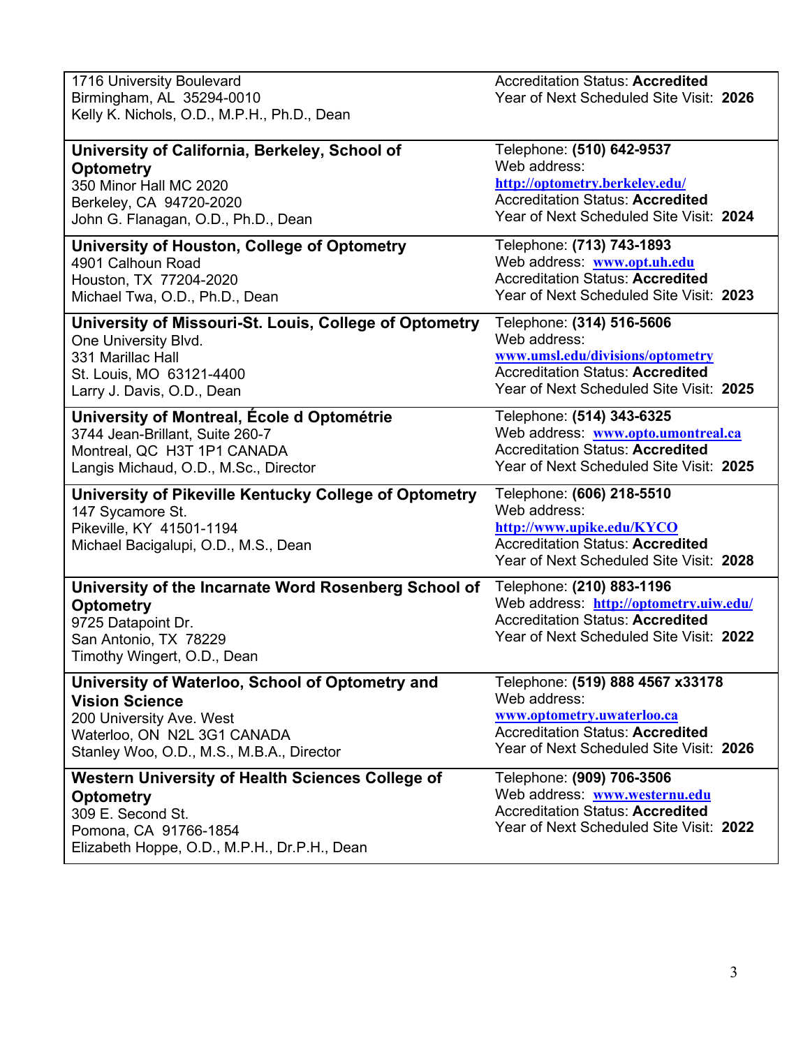| | |
|---|---|
| 1716 University Boulevard<br>Birmingham, AL 35294-0010<br>Kelly K. Nichols, O.D., M.P.H., Ph.D., Dean | Accreditation Status: **Accredited**<br>Year of Next Scheduled Site Visit: **2026** |
| **University of California, Berkeley, School of Optometry**<br>350 Minor Hall MC 2020<br>Berkeley, CA 94720-2020<br>John G. Flanagan, O.D., Ph.D., Dean | Telephone: **(510) 642-9537**<br>Web address: **http://optometry.berkeley.edu/**<br>Accreditation Status: **Accredited**<br>Year of Next Scheduled Site Visit: **2024** |
| **University of Houston, College of Optometry**<br>4901 Calhoun Road<br>Houston, TX 77204-2020<br>Michael Twa, O.D., Ph.D., Dean | Telephone: **(713) 743-1893**<br>Web address: **www.opt.uh.edu**<br>Accreditation Status: **Accredited**<br>Year of Next Scheduled Site Visit: **2023** |
| **University of Missouri-St. Louis, College of Optometry**<br>One University Blvd.<br>331 Marillac Hall<br>St. Louis, MO 63121-4400<br>Larry J. Davis, O.D., Dean | Telephone: **(314) 516-5606**<br>Web address: **www.umsl.edu/divisions/optometry**<br>Accreditation Status: **Accredited**<br>Year of Next Scheduled Site Visit: **2025** |
| **University of Montreal, École d Optométrie**<br>3744 Jean-Brillant, Suite 260-7<br>Montreal, QC H3T 1P1 CANADA<br>Langis Michaud, O.D., M.Sc., Director | Telephone: **(514) 343-6325**<br>Web address: **www.opto.umontreal.ca**<br>Accreditation Status: **Accredited**<br>Year of Next Scheduled Site Visit: **2025** |
| **University of Pikeville Kentucky College of Optometry**<br>147 Sycamore St.<br>Pikeville, KY 41501-1194<br>Michael Bacigalupi, O.D., M.S., Dean | Telephone: **(606) 218-5510**<br>Web address: **http://www.upike.edu/KYCO**<br>Accreditation Status: **Accredited**<br>Year of Next Scheduled Site Visit: **2028** |
| **University of the Incarnate Word Rosenberg School of Optometry**<br>9725 Datapoint Dr.<br>San Antonio, TX 78229<br>Timothy Wingert, O.D., Dean | Telephone: **(210) 883-1196**<br>Web address: **http://optometry.uiw.edu/**<br>Accreditation Status: **Accredited**<br>Year of Next Scheduled Site Visit: **2022** |
| **University of Waterloo, School of Optometry and Vision Science**<br>200 University Ave. West<br>Waterloo, ON N2L 3G1 CANADA<br>Stanley Woo, O.D., M.S., M.B.A., Director | Telephone: **(519) 888 4567 x33178**<br>Web address: **www.optometry.uwaterloo.ca**<br>Accreditation Status: **Accredited**<br>Year of Next Scheduled Site Visit: **2026** |
| **Western University of Health Sciences College of Optometry**<br>309 E. Second St.<br>Pomona, CA 91766-1854<br>Elizabeth Hoppe, O.D., M.P.H., Dr.P.H., Dean | Telephone: **(909) 706-3506**<br>Web address: **www.westernu.edu**<br>Accreditation Status: **Accredited**<br>Year of Next Scheduled Site Visit: **2022** |